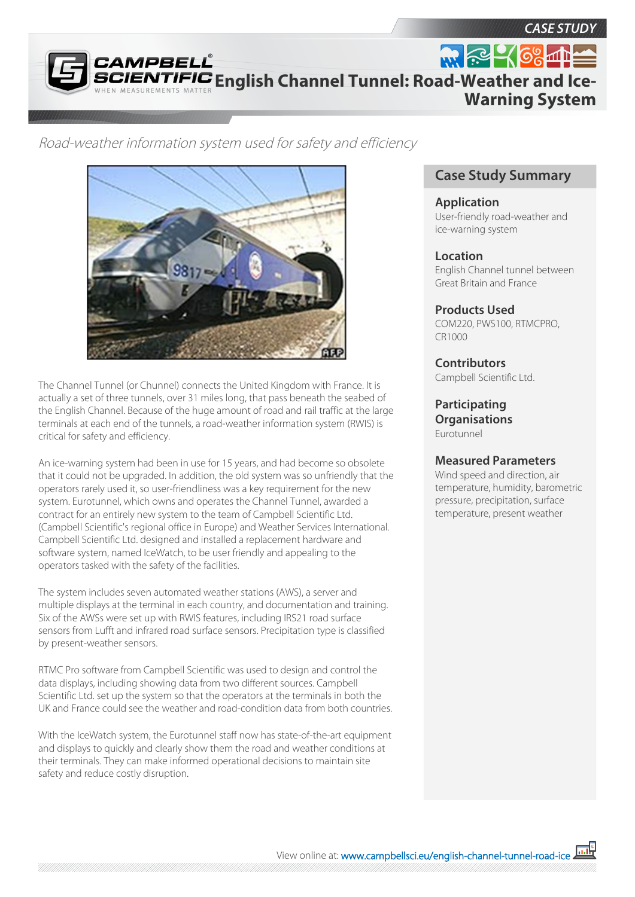CASE STUDY

# English Channel Tunnel: Road-Weather and Ice-Warning System

*Road-weather information system used for safety and efficiency*

The Channel Tunnel (or Chunnel) connects the United Kingdom with France. It is actually a set of three tunnels, over 31 miles long, that pass beneath the seabed of the English Channel. Because of the huge amount of road and rail traffic at the large terminals at each end of the tunnels, a road-weather information system (RWIS) is critical for safety and efficiency.

An ice-warning system had been in use for 15 years, and had become so obsolete that it could not be upgraded. In addition, the old system was so unfriendly that the operators rarely used it, so user-friendliness was a key requirement for the new system. Eurotunnel, which owns and operates the Channel Tunnel, awarded a contract for an entirely new system to the team of Campbell Scientific Ltd. (Campbell Scientific's regional office in Europe) and Weather Services International. Campbell Scientific Ltd. designed and installed a replacement hardware and software system, named IceWatch, to be user friendly and appealing to the operators tasked with the safety of the facilities.

The system includes seven automated weather stations (AWS), a server and multiple displays at the terminal in each country, and documentation and training. Six of the AWSs were set up with RWIS features, including IRS21 road surface sensors from Lufft and infrared road surface sensors. Precipitation type is classified by present-weather sensors.

RTMC Pro software from Campbell Scientific was used to design and control the data displays, including showing data from two different sources. Campbell Scientific Ltd. set up the system so that the operators at the terminals in both the UK and France could see the weather and road-condition data from both countries.

With the IceWatch system, the Eurotunnel staff now has state-of-the-art equipment and displays to quickly and clearly show them the road and weather conditions at their terminals. They can make informed operational decisions to maintain site safety and reduce costly disruption.

## Case Study Summary

### Application
User-friendly road-weather and ice-warning system

### Location
English Channel tunnel between Great Britain and France

### Products Used
COM220, PWS100, RTMCPRO, CR1000

### Contributors
Campbell Scientific Ltd.

### Participating Organisations
Eurotunnel

### Measured Parameters
Wind speed and direction, air temperature, humidity, barometric pressure, precipitation, surface temperature, present weather

View online at: www.campbellsci.eu/english-channel-tunnel-road-ice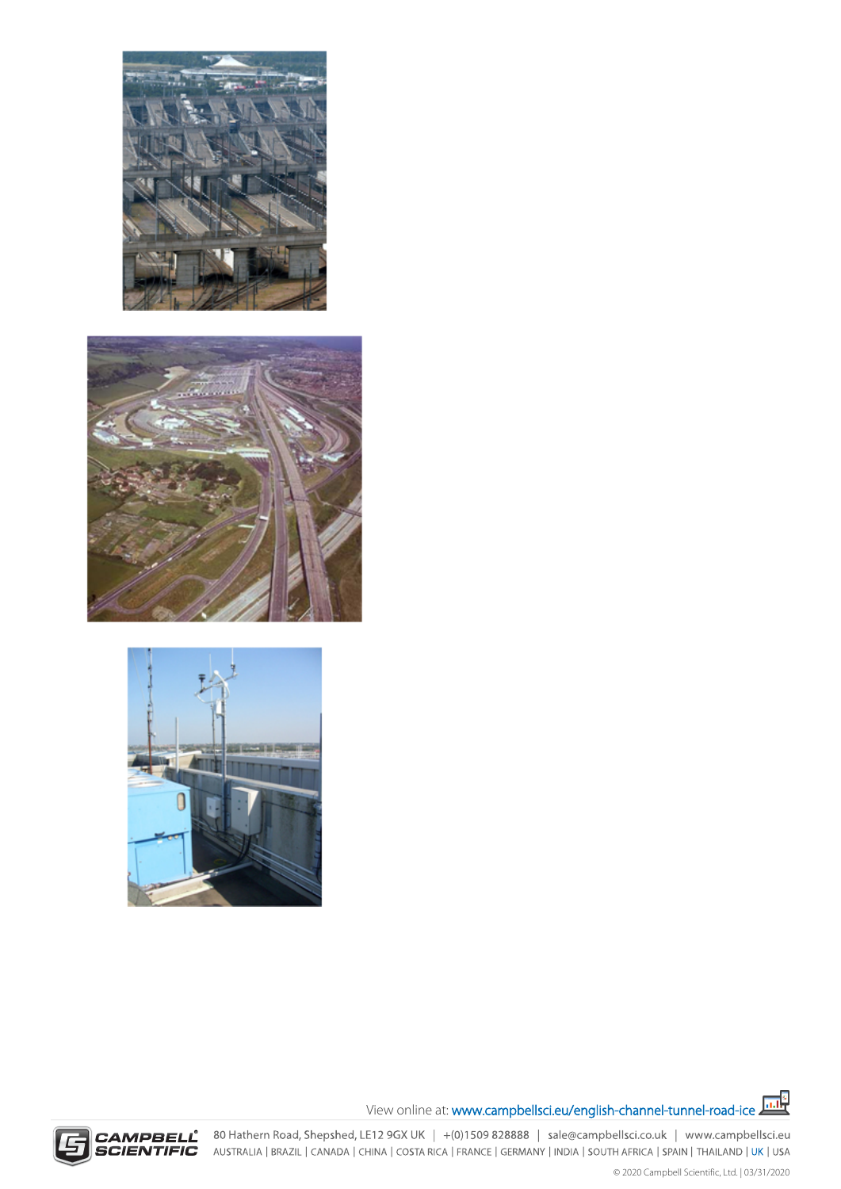View online at: www.campbellsci.eu/english-channel-tunnel-road-ice